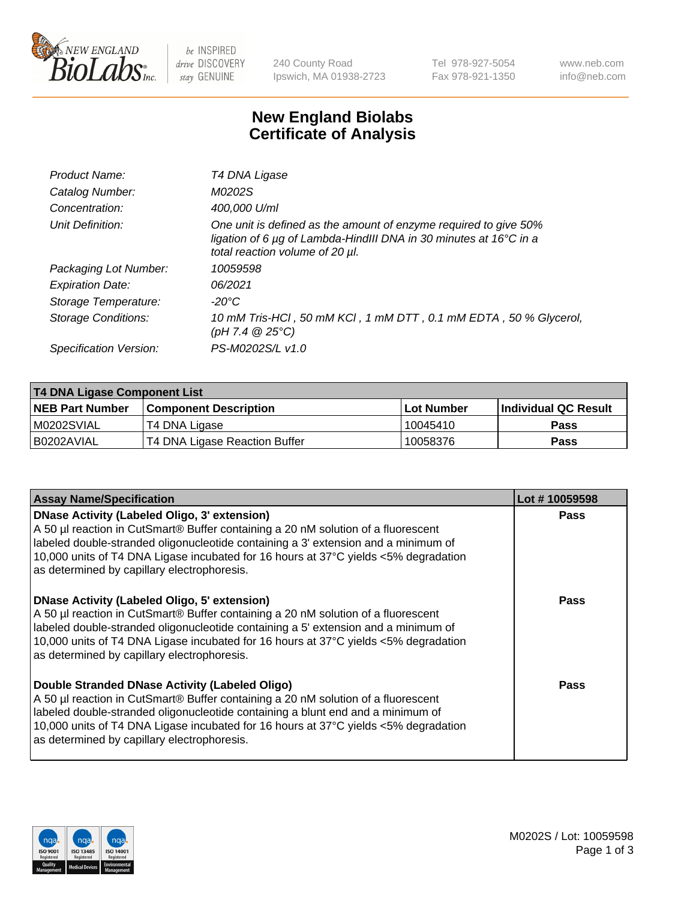# New England Biolabs Certificate of Analysis

| | |
|---|---|
| *Product Name:* | *T4 DNA Ligase* |
| *Catalog Number:* | *M0202S* |
| *Concentration:* | *400,000 U/ml* |
| *Unit Definition:* | *One unit is defined as the amount of enzyme required to give 50% ligation of 6 µg of Lambda-HindIII DNA in 30 minutes at 16°C in a total reaction volume of 20 µl.* |
| *Packaging Lot Number:* | *10059598* |
| *Expiration Date:* | *06/2021* |
| *Storage Temperature:* | *-20°C* |
| *Storage Conditions:* | *10 mM Tris-HCl , 50 mM KCl , 1 mM DTT , 0.1 mM EDTA , 50 % Glycerol, (pH 7.4 @ 25°C)* |
| *Specification Version:* | *PS-M0202S/L v1.0* |

**T4 DNA Ligase Component List**

| NEB Part Number | Component Description | Lot Number | Individual QC Result |
|---|---|---|---|
| M0202SVIAL | T4 DNA Ligase | 10045410 | Pass |
| B0202AVIAL | T4 DNA Ligase Reaction Buffer | 10058376 | Pass |

| Assay Name/Specification | Lot # 10059598 |
|---|---|
| **DNase Activity (Labeled Oligo, 3' extension)** A 50 µl reaction in CutSmart® Buffer containing a 20 nM solution of a fluorescent labeled double-stranded oligonucleotide containing a 3' extension and a minimum of 10,000 units of T4 DNA Ligase incubated for 16 hours at 37°C yields <5% degradation as determined by capillary electrophoresis. | Pass |
| **DNase Activity (Labeled Oligo, 5' extension)** A 50 µl reaction in CutSmart® Buffer containing a 20 nM solution of a fluorescent labeled double-stranded oligonucleotide containing a 5' extension and a minimum of 10,000 units of T4 DNA Ligase incubated for 16 hours at 37°C yields <5% degradation as determined by capillary electrophoresis. | Pass |
| **Double Stranded DNase Activity (Labeled Oligo)** A 50 µl reaction in CutSmart® Buffer containing a 20 nM solution of a fluorescent labeled double-stranded oligonucleotide containing a blunt end and a minimum of 10,000 units of T4 DNA Ligase incubated for 16 hours at 37°C yields <5% degradation as determined by capillary electrophoresis. | Pass |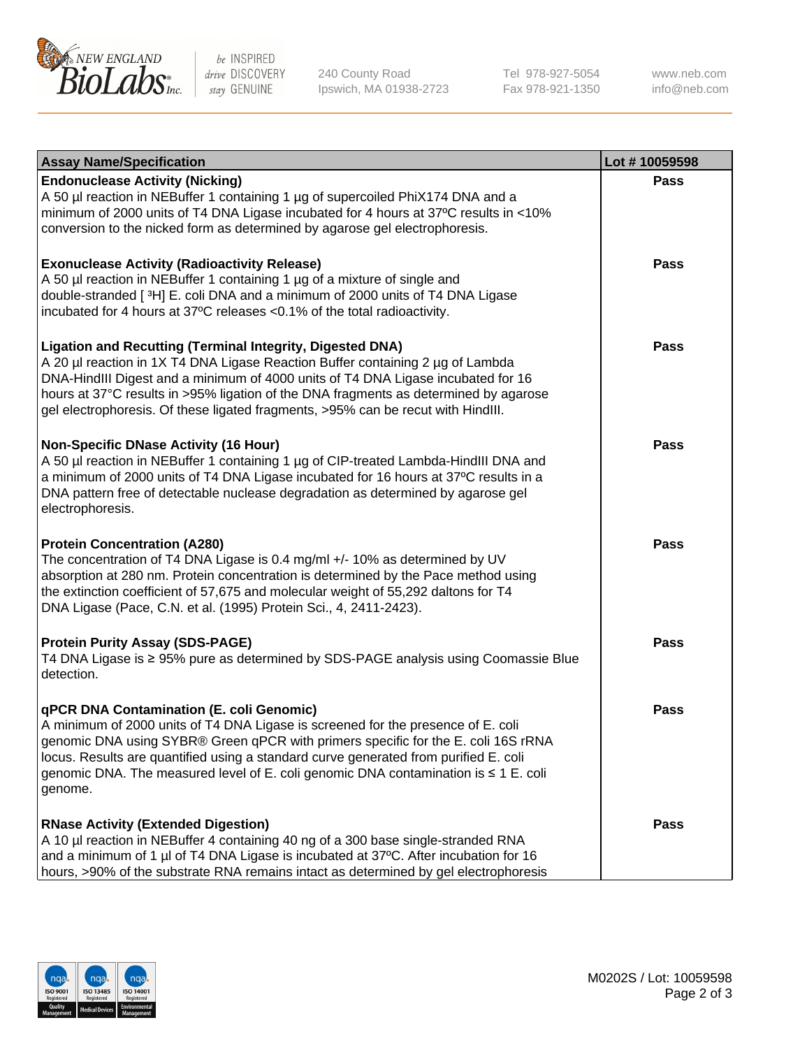| Assay Name/Specification | Lot # 10059598 |
|---|---|
| **Endonuclease Activity (Nicking)**<br>A 50 µl reaction in NEBuffer 1 containing 1 µg of supercoiled PhiX174 DNA and a minimum of 2000 units of T4 DNA Ligase incubated for 4 hours at 37ºC results in <10% conversion to the nicked form as determined by agarose gel electrophoresis. | Pass |
| **Exonuclease Activity (Radioactivity Release)**<br>A 50 µl reaction in NEBuffer 1 containing 1 µg of a mixture of single and double-stranded [ $^3$H] E. coli DNA and a minimum of 2000 units of T4 DNA Ligase incubated for 4 hours at 37ºC releases <0.1% of the total radioactivity. | Pass |
| **Ligation and Recutting (Terminal Integrity, Digested DNA)**<br>A 20 µl reaction in 1X T4 DNA Ligase Reaction Buffer containing 2 µg of Lambda DNA-HindIII Digest and a minimum of 4000 units of T4 DNA Ligase incubated for 16 hours at 37°C results in >95% ligation of the DNA fragments as determined by agarose gel electrophoresis. Of these ligated fragments, >95% can be recut with HindIII. | Pass |
| **Non-Specific DNase Activity (16 Hour)**<br>A 50 µl reaction in NEBuffer 1 containing 1 µg of CIP-treated Lambda-HindIII DNA and a minimum of 2000 units of T4 DNA Ligase incubated for 16 hours at 37ºC results in a DNA pattern free of detectable nuclease degradation as determined by agarose gel electrophoresis. | Pass |
| **Protein Concentration (A280)**<br>The concentration of T4 DNA Ligase is 0.4 mg/ml +/- 10% as determined by UV absorption at 280 nm. Protein concentration is determined by the Pace method using the extinction coefficient of 57,675 and molecular weight of 55,292 daltons for T4 DNA Ligase (Pace, C.N. et al. (1995) Protein Sci., 4, 2411-2423). | Pass |
| **Protein Purity Assay (SDS-PAGE)**<br>T4 DNA Ligase is ≥ 95% pure as determined by SDS-PAGE analysis using Coomassie Blue detection. | Pass |
| **qPCR DNA Contamination (E. coli Genomic)**<br>A minimum of 2000 units of T4 DNA Ligase is screened for the presence of E. coli genomic DNA using SYBR® Green qPCR with primers specific for the E. coli 16S rRNA locus. Results are quantified using a standard curve generated from purified E. coli genomic DNA. The measured level of E. coli genomic DNA contamination is ≤ 1 E. coli genome. | Pass |
| **RNase Activity (Extended Digestion)**<br>A 10 µl reaction in NEBuffer 4 containing 40 ng of a 300 base single-stranded RNA and a minimum of 1 µl of T4 DNA Ligase is incubated at 37ºC. After incubation for 16 hours, >90% of the substrate RNA remains intact as determined by gel electrophoresis | Pass |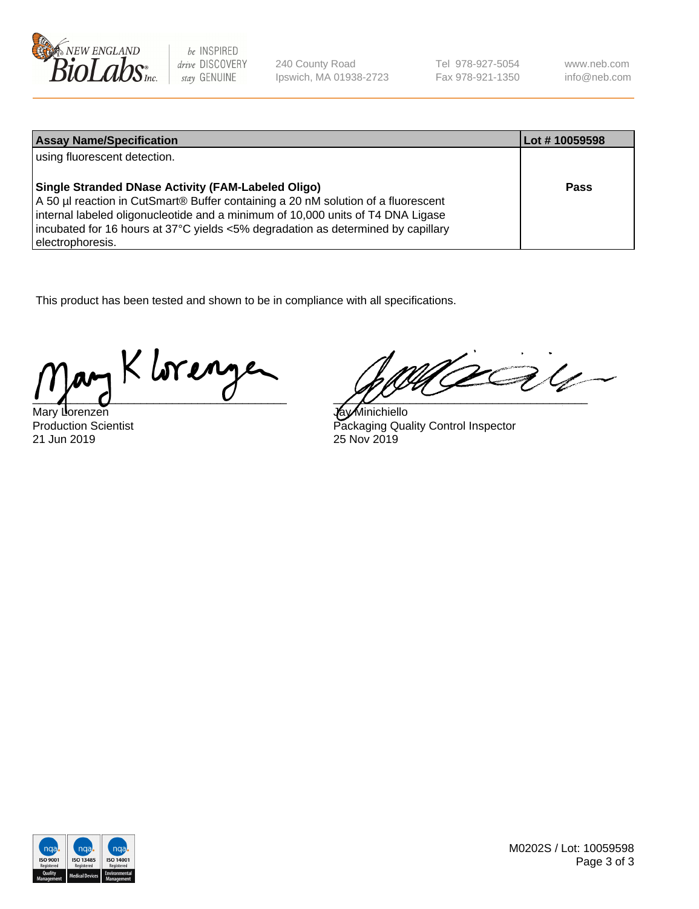| Assay Name/Specification | Lot # 10059598 |
|---|---|
| using fluorescent detection. | |
| **Single Stranded DNase Activity (FAM-Labeled Oligo)**<br>A 50 µl reaction in CutSmart® Buffer containing a 20 nM solution of a fluorescent internal labeled oligonucleotide and a minimum of 10,000 units of T4 DNA Ligase incubated for 16 hours at 37°C yields <5% degradation as determined by capillary electrophoresis. | **Pass** |

This product has been tested and shown to be in compliance with all specifications.

Mary Lorenzen
Production Scientist
21 Jun 2019

Jay Minichiello
Packaging Quality Control Inspector
25 Nov 2019

M0202S / Lot: 10059598